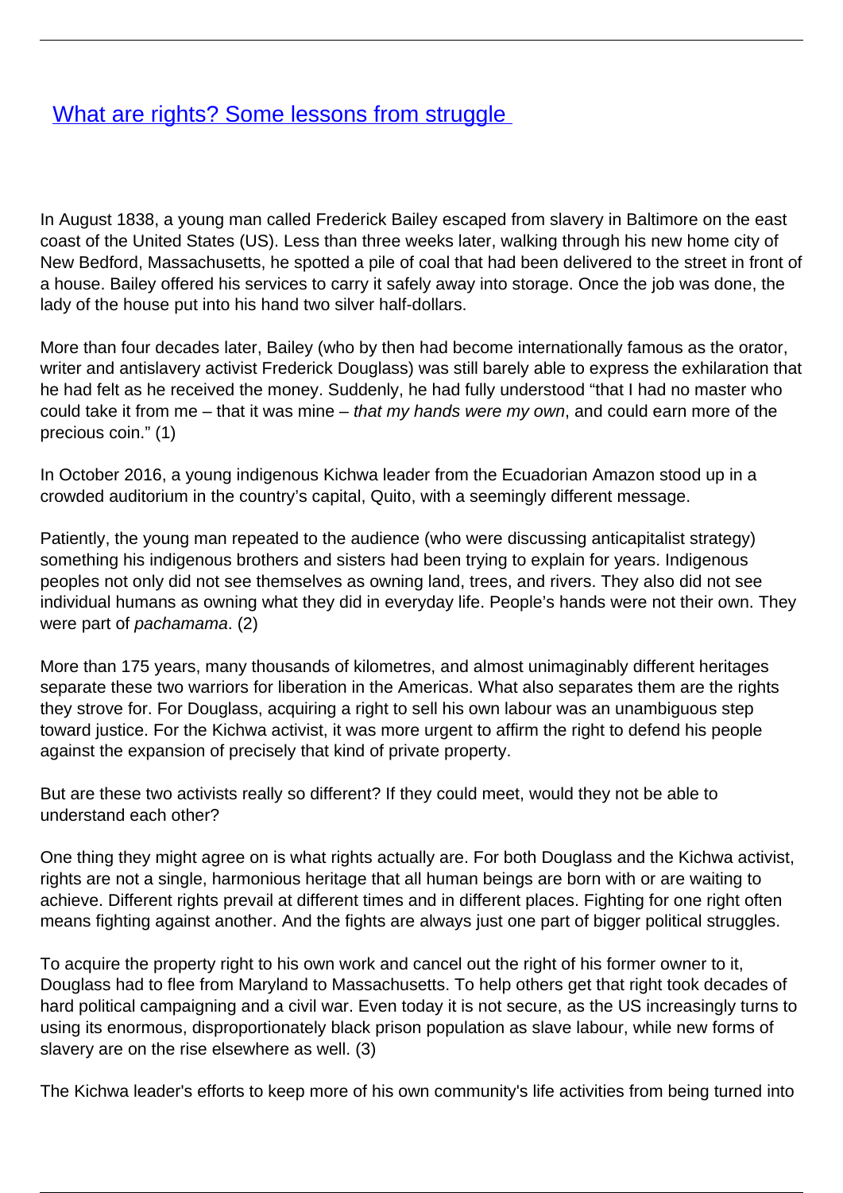# [What are rights? Some lessons from struggle](#)

In August 1838, a young man called Frederick Bailey escaped from slavery in Baltimore on the east coast of the United States (US). Less than three weeks later, walking through his new home city of New Bedford, Massachusetts, he spotted a pile of coal that had been delivered to the street in front of a house. Bailey offered his services to carry it safely away into storage. Once the job was done, the lady of the house put into his hand two silver half-dollars.

More than four decades later, Bailey (who by then had become internationally famous as the orator, writer and antislavery activist Frederick Douglass) was still barely able to express the exhilaration that he had felt as he received the money. Suddenly, he had fully understood "that I had no master who could take it from me – that it was mine – *that my hands were my own*, and could earn more of the precious coin." (1)

In October 2016, a young indigenous Kichwa leader from the Ecuadorian Amazon stood up in a crowded auditorium in the country's capital, Quito, with a seemingly different message.

Patiently, the young man repeated to the audience (who were discussing anticapitalist strategy) something his indigenous brothers and sisters had been trying to explain for years. Indigenous peoples not only did not see themselves as owning land, trees, and rivers. They also did not see individual humans as owning what they did in everyday life. People's hands were not their own. They were part of *pachamama*. (2)

More than 175 years, many thousands of kilometres, and almost unimaginably different heritages separate these two warriors for liberation in the Americas. What also separates them are the rights they strove for. For Douglass, acquiring a right to sell his own labour was an unambiguous step toward justice. For the Kichwa activist, it was more urgent to affirm the right to defend his people against the expansion of precisely that kind of private property.

But are these two activists really so different? If they could meet, would they not be able to understand each other?

One thing they might agree on is what rights actually are. For both Douglass and the Kichwa activist, rights are not a single, harmonious heritage that all human beings are born with or are waiting to achieve. Different rights prevail at different times and in different places. Fighting for one right often means fighting against another. And the fights are always just one part of bigger political struggles.

To acquire the property right to his own work and cancel out the right of his former owner to it, Douglass had to flee from Maryland to Massachusetts. To help others get that right took decades of hard political campaigning and a civil war. Even today it is not secure, as the US increasingly turns to using its enormous, disproportionately black prison population as slave labour, while new forms of slavery are on the rise elsewhere as well. (3)

The Kichwa leader's efforts to keep more of his own community's life activities from being turned into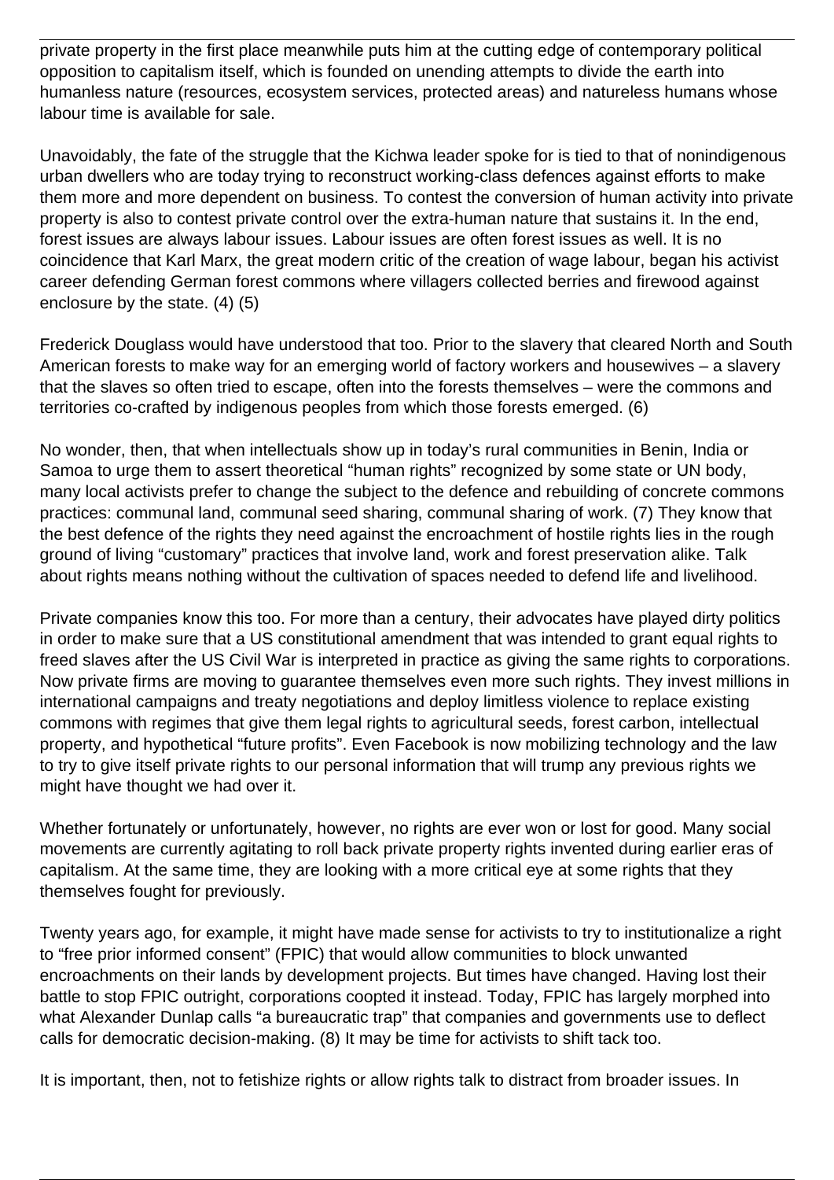private property in the first place meanwhile puts him at the cutting edge of contemporary political opposition to capitalism itself, which is founded on unending attempts to divide the earth into humanless nature (resources, ecosystem services, protected areas) and natureless humans whose labour time is available for sale.

Unavoidably, the fate of the struggle that the Kichwa leader spoke for is tied to that of nonindigenous urban dwellers who are today trying to reconstruct working-class defences against efforts to make them more and more dependent on business. To contest the conversion of human activity into private property is also to contest private control over the extra-human nature that sustains it. In the end, forest issues are always labour issues. Labour issues are often forest issues as well. It is no coincidence that Karl Marx, the great modern critic of the creation of wage labour, began his activist career defending German forest commons where villagers collected berries and firewood against enclosure by the state. (4) (5)

Frederick Douglass would have understood that too. Prior to the slavery that cleared North and South American forests to make way for an emerging world of factory workers and housewives – a slavery that the slaves so often tried to escape, often into the forests themselves – were the commons and territories co-crafted by indigenous peoples from which those forests emerged. (6)

No wonder, then, that when intellectuals show up in today's rural communities in Benin, India or Samoa to urge them to assert theoretical "human rights" recognized by some state or UN body, many local activists prefer to change the subject to the defence and rebuilding of concrete commons practices: communal land, communal seed sharing, communal sharing of work. (7) They know that the best defence of the rights they need against the encroachment of hostile rights lies in the rough ground of living "customary" practices that involve land, work and forest preservation alike. Talk about rights means nothing without the cultivation of spaces needed to defend life and livelihood.

Private companies know this too. For more than a century, their advocates have played dirty politics in order to make sure that a US constitutional amendment that was intended to grant equal rights to freed slaves after the US Civil War is interpreted in practice as giving the same rights to corporations. Now private firms are moving to guarantee themselves even more such rights. They invest millions in international campaigns and treaty negotiations and deploy limitless violence to replace existing commons with regimes that give them legal rights to agricultural seeds, forest carbon, intellectual property, and hypothetical "future profits". Even Facebook is now mobilizing technology and the law to try to give itself private rights to our personal information that will trump any previous rights we might have thought we had over it.

Whether fortunately or unfortunately, however, no rights are ever won or lost for good. Many social movements are currently agitating to roll back private property rights invented during earlier eras of capitalism. At the same time, they are looking with a more critical eye at some rights that they themselves fought for previously.

Twenty years ago, for example, it might have made sense for activists to try to institutionalize a right to "free prior informed consent" (FPIC) that would allow communities to block unwanted encroachments on their lands by development projects. But times have changed. Having lost their battle to stop FPIC outright, corporations coopted it instead. Today, FPIC has largely morphed into what Alexander Dunlap calls "a bureaucratic trap" that companies and governments use to deflect calls for democratic decision-making. (8) It may be time for activists to shift tack too.

It is important, then, not to fetishize rights or allow rights talk to distract from broader issues. In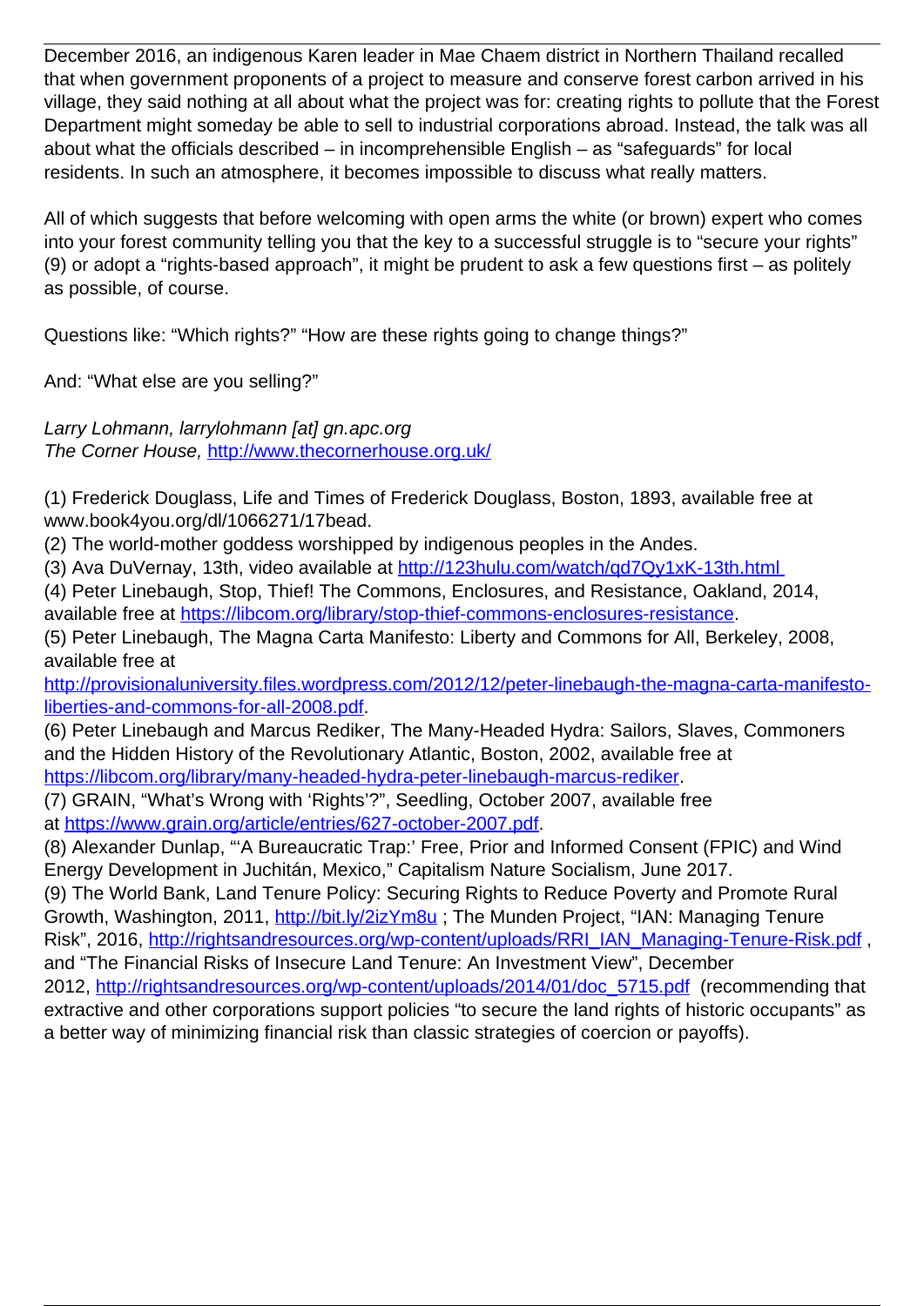December 2016, an indigenous Karen leader in Mae Chaem district in Northern Thailand recalled that when government proponents of a project to measure and conserve forest carbon arrived in his village, they said nothing at all about what the project was for: creating rights to pollute that the Forest Department might someday be able to sell to industrial corporations abroad. Instead, the talk was all about what the officials described – in incomprehensible English – as "safeguards" for local residents. In such an atmosphere, it becomes impossible to discuss what really matters.

All of which suggests that before welcoming with open arms the white (or brown) expert who comes into your forest community telling you that the key to a successful struggle is to "secure your rights" (9) or adopt a "rights-based approach", it might be prudent to ask a few questions first – as politely as possible, of course.

Questions like: "Which rights?" "How are these rights going to change things?"

And: "What else are you selling?"

*Larry Lohmann, larrylohmann [at] gn.apc.org*
*The Corner House,* http://www.thecornerhouse.org.uk/

(1) Frederick Douglass, Life and Times of Frederick Douglass, Boston, 1893, available free at www.book4you.org/dl/1066271/17bead.
(2) The world-mother goddess worshipped by indigenous peoples in the Andes.
(3) Ava DuVernay, 13th, video available at http://123hulu.com/watch/qd7Qy1xK-13th.html
(4) Peter Linebaugh, Stop, Thief! The Commons, Enclosures, and Resistance, Oakland, 2014, available free at https://libcom.org/library/stop-thief-commons-enclosures-resistance.
(5) Peter Linebaugh, The Magna Carta Manifesto: Liberty and Commons for All, Berkeley, 2008, available free at http://provisionaluniversity.files.wordpress.com/2012/12/peter-linebaugh-the-magna-carta-manifesto-liberties-and-commons-for-all-2008.pdf.
(6) Peter Linebaugh and Marcus Rediker, The Many-Headed Hydra: Sailors, Slaves, Commoners and the Hidden History of the Revolutionary Atlantic, Boston, 2002, available free at https://libcom.org/library/many-headed-hydra-peter-linebaugh-marcus-rediker.
(7) GRAIN, "What's Wrong with 'Rights'?", Seedling, October 2007, available free at https://www.grain.org/article/entries/627-october-2007.pdf.
(8) Alexander Dunlap, "'A Bureaucratic Trap:' Free, Prior and Informed Consent (FPIC) and Wind Energy Development in Juchitán, Mexico," Capitalism Nature Socialism, June 2017.
(9) The World Bank, Land Tenure Policy: Securing Rights to Reduce Poverty and Promote Rural Growth, Washington, 2011, http://bit.ly/2izYm8u ; The Munden Project, "IAN: Managing Tenure Risk", 2016, http://rightsandresources.org/wp-content/uploads/RRI_IAN_Managing-Tenure-Risk.pdf , and "The Financial Risks of Insecure Land Tenure: An Investment View", December 2012, http://rightsandresources.org/wp-content/uploads/2014/01/doc_5715.pdf (recommending that extractive and other corporations support policies "to secure the land rights of historic occupants" as a better way of minimizing financial risk than classic strategies of coercion or payoffs).